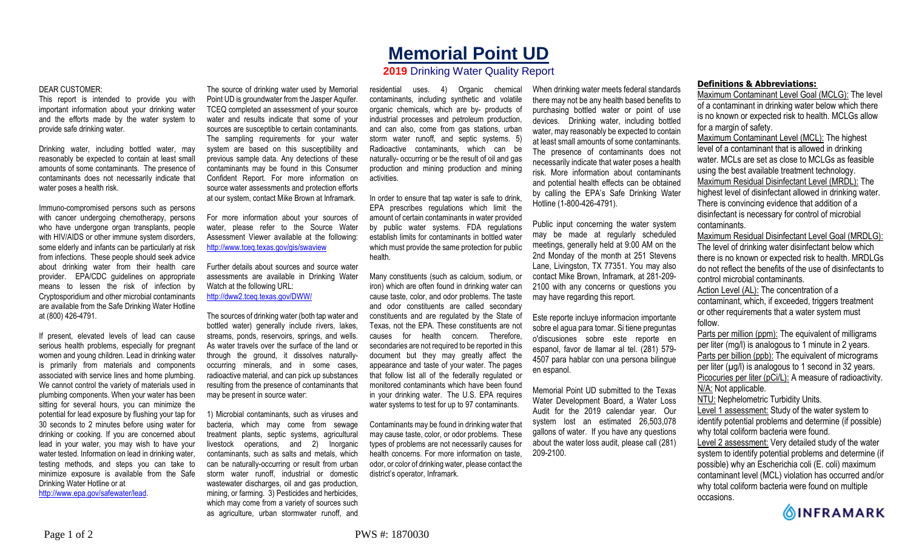# Memorial Point UD

## 2019 Drinking Water Quality Report

DEAR CUSTOMER:

This report is intended to provide you with important information about your drinking water and the efforts made by the water system to provide safe drinking water.

Drinking water, including bottled water, may reasonably be expected to contain at least small amounts of some contaminants. The presence of contaminants does not necessarily indicate that water poses a health risk.

Immuno-compromised persons such as persons with cancer undergoing chemotherapy, persons who have undergone organ transplants, people with HIV/AIDS or other immune system disorders, some elderly and infants can be particularly at risk from infections. These people should seek advice about drinking water from their health care provider. EPA/CDC guidelines on appropriate means to lessen the risk of infection by Cryptosporidium and other microbial contaminants are available from the Safe Drinking Water Hotline at (800) 426-4791.

If present, elevated levels of lead can cause serious health problems, especially for pregnant women and young children. Lead in drinking water is primarily from materials and components associated with service lines and home plumbing. We cannot control the variety of materials used in plumbing components. When your water has been sitting for several hours, you can minimize the potential for lead exposure by flushing your tap for 30 seconds to 2 minutes before using water for drinking or cooking. If you are concerned about lead in your water, you may wish to have your water tested. Information on lead in drinking water, testing methods, and steps you can take to minimize exposure is available from the Safe Drinking Water Hotline or at http://www.epa.gov/safewater/lead.

The source of drinking water used by Memorial Point UD is groundwater from the Jasper Aquifer. TCEQ completed an assessment of your source water and results indicate that some of your sources are susceptible to certain contaminants. The sampling requirements for your water system are based on this susceptibility and previous sample data. Any detections of these contaminants may be found in this Consumer Confident Report. For more information on source water assessments and protection efforts at our system, contact Mike Brown at Inframark.

For more information about your sources of water, please refer to the Source Water Assessment Viewer available at the following: http://www.tceq.texas.gov/gis/swaview

Further details about sources and source water assessments are available in Drinking Water Watch at the following URL: http://dww2.tceq.texas.gov/DWW/

The sources of drinking water (both tap water and bottled water) generally include rivers, lakes, streams, ponds, reservoirs, springs, and wells. As water travels over the surface of the land or through the ground, it dissolves naturally-occurring minerals, and in some cases, radioactive material, and can pick up substances resulting from the presence of contaminants that may be present in source water:

1) Microbial contaminants, such as viruses and bacteria, which may come from sewage treatment plants, septic systems, agricultural livestock operations, and 2) Inorganic contaminants, such as salts and metals, which can be naturally-occurring or result from urban storm water runoff, industrial or domestic wastewater discharges, oil and gas production, mining, or farming. 3) Pesticides and herbicides, which may come from a variety of sources such as agriculture, urban stormwater runoff, and residential uses. 4) Organic chemical contaminants, including synthetic and volatile organic chemicals, which are by- products of industrial processes and petroleum production, and can also, come from gas stations, urban storm water runoff, and septic systems. 5) Radioactive contaminants, which can be naturally- occurring or be the result of oil and gas production and mining production and mining activities.

In order to ensure that tap water is safe to drink, EPA prescribes regulations which limit the amount of certain contaminants in water provided by public water systems. FDA regulations establish limits for contaminants in bottled water which must provide the same protection for public health.

Many constituents (such as calcium, sodium, or iron) which are often found in drinking water can cause taste, color, and odor problems. The taste and odor constituents are called secondary constituents and are regulated by the State of Texas, not the EPA. These constituents are not causes for health concern. Therefore, secondaries are not required to be reported in this document but they may greatly affect the appearance and taste of your water. The pages that follow list all of the federally regulated or monitored contaminants which have been found in your drinking water. The U.S. EPA requires water systems to test for up to 97 contaminants.

Contaminants may be found in drinking water that may cause taste, color, or odor problems. These types of problems are not necessarily causes for health concerns. For more information on taste, odor, or color of drinking water, please contact the district's operator, Inframark.

When drinking water meets federal standards there may not be any health based benefits to purchasing bottled water or point of use devices. Drinking water, including bottled water, may reasonably be expected to contain at least small amounts of some contaminants. The presence of contaminants does not necessarily indicate that water poses a health risk. More information about contaminants and potential health effects can be obtained by calling the EPA's Safe Drinking Water Hotline (1-800-426-4791).

Public input concerning the water system may be made at regularly scheduled meetings, generally held at 9:00 AM on the 2nd Monday of the month at 251 Stevens Lane, Livingston, TX 77351. You may also contact Mike Brown, Inframark, at 281-209-2100 with any concerns or questions you may have regarding this report.

Este reporte incluye informacion importante sobre el agua para tomar. Si tiene preguntas o'discusiones sobre este reporte en espanol, favor de llamar al tel. (281) 579-4507 para hablar con una persona bilingue en espanol.

Memorial Point UD submitted to the Texas Water Development Board, a Water Loss Audit for the 2019 calendar year. Our system lost an estimated 26,503,078 gallons of water. If you have any questions about the water loss audit, please call (281) 209-2100.

**Definitions & Abbreviations:**

Maximum Contaminant Level Goal (MCLG): The level of a contaminant in drinking water below which there is no known or expected risk to health. MCLGs allow for a margin of safety.

Maximum Contaminant Level (MCL): The highest level of a contaminant that is allowed in drinking water. MCLs are set as close to MCLGs as feasible using the best available treatment technology.

Maximum Residual Disinfectant Level (MRDL): The highest level of disinfectant allowed in drinking water. There is convincing evidence that addition of a disinfectant is necessary for control of microbial contaminants.

Maximum Residual Disinfectant Level Goal (MRDLG): The level of drinking water disinfectant below which there is no known or expected risk to health. MRDLGs do not reflect the benefits of the use of disinfectants to control microbial contaminants.

Action Level (AL): The concentration of a contaminant, which, if exceeded, triggers treatment or other requirements that a water system must follow.

Parts per million (ppm): The equivalent of milligrams per liter (mg/l) is analogous to 1 minute in 2 years.

Parts per billion (ppb): The equivalent of micrograms per liter (µg/l) is analogous to 1 second in 32 years.

Picocuries per liter (pCi/L): A measure of radioactivity.

N/A: Not applicable.

NTU: Nephelometric Turbidity Units.

Level 1 assessment: Study of the water system to identify potential problems and determine (if possible) why total coliform bacteria were found.

Level 2 assessment: Very detailed study of the water system to identify potential problems and determine (if possible) why an Escherichia coli (E. coli) maximum contaminant level (MCL) violation has occurred and/or why total coliform bacteria were found on multiple occasions.

INFRAMARK

PWS #: 1870030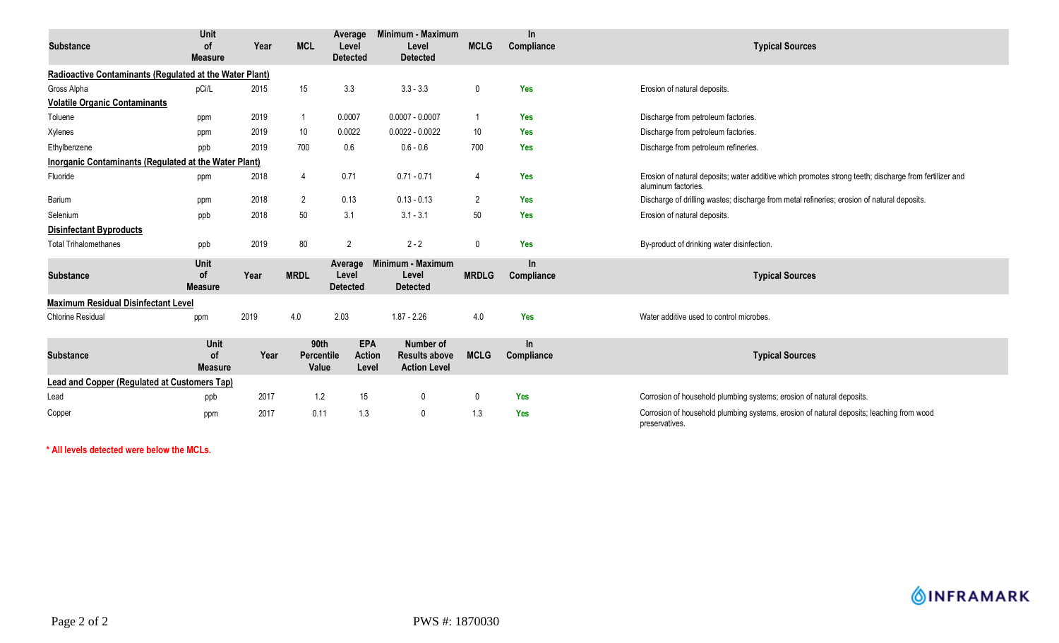| Substance | Unit of Measure | Year | MCL | Average Level Detected | Minimum - Maximum Level Detected | MCLG | In Compliance | Typical Sources |
|---|---|---|---|---|---|---|---|---|
| **Radioactive Contaminants (Regulated at the Water Plant)** | | | | | | | | |
| Gross Alpha | pCi/L | 2015 | 15 | 3.3 | 3.3 - 3.3 | 0 | Yes | Erosion of natural deposits. |
| **Volatile Organic Contaminants** | | | | | | | | |
| Toluene | ppm | 2019 | 1 | 0.0007 | 0.0007 - 0.0007 | 1 | Yes | Discharge from petroleum factories. |
| Xylenes | ppm | 2019 | 10 | 0.0022 | 0.0022 - 0.0022 | 10 | Yes | Discharge from petroleum factories. |
| Ethylbenzene | ppb | 2019 | 700 | 0.6 | 0.6 - 0.6 | 700 | Yes | Discharge from petroleum refineries. |
| **Inorganic Contaminants (Regulated at the Water Plant)** | | | | | | | | |
| Fluoride | ppm | 2018 | 4 | 0.71 | 0.71 - 0.71 | 4 | Yes | Erosion of natural deposits; water additive which promotes strong teeth; discharge from fertilizer and aluminum factories. |
| Barium | ppm | 2018 | 2 | 0.13 | 0.13 - 0.13 | 2 | Yes | Discharge of drilling wastes; discharge from metal refineries; erosion of natural deposits. |
| Selenium | ppb | 2018 | 50 | 3.1 | 3.1 - 3.1 | 50 | Yes | Erosion of natural deposits. |
| **Disinfectant Byproducts** | | | | | | | | |
| Total Trihalomethanes | ppb | 2019 | 80 | 2 | 2 - 2 | 0 | Yes | By-product of drinking water disinfection. |

| Substance | Unit of Measure | Year | MRDL | Average Level Detected | Minimum - Maximum Level Detected | MRDLG | In Compliance | Typical Sources |
|---|---|---|---|---|---|---|---|---|
| **Maximum Residual Disinfectant Level** | | | | | | | | |
| Chlorine Residual | ppm | 2019 | 4.0 | 2.03 | 1.87 - 2.26 | 4.0 | Yes | Water additive used to control microbes. |

| Substance | Unit of Measure | Year | 90th Percentile Value | EPA Action Level | Number of Results above Action Level | MCLG | In Compliance | Typical Sources |
|---|---|---|---|---|---|---|---|---|
| **Lead and Copper (Regulated at Customers Tap)** | | | | | | | | |
| Lead | ppb | 2017 | 1.2 | 15 | 0 | 0 | Yes | Corrosion of household plumbing systems; erosion of natural deposits. |
| Copper | ppm | 2017 | 0.11 | 1.3 | 0 | 1.3 | Yes | Corrosion of household plumbing systems, erosion of natural deposits; leaching from wood preservatives. |

**\* All levels detected were below the MCLs.**

INFRAMARK

PWS #: 1870030